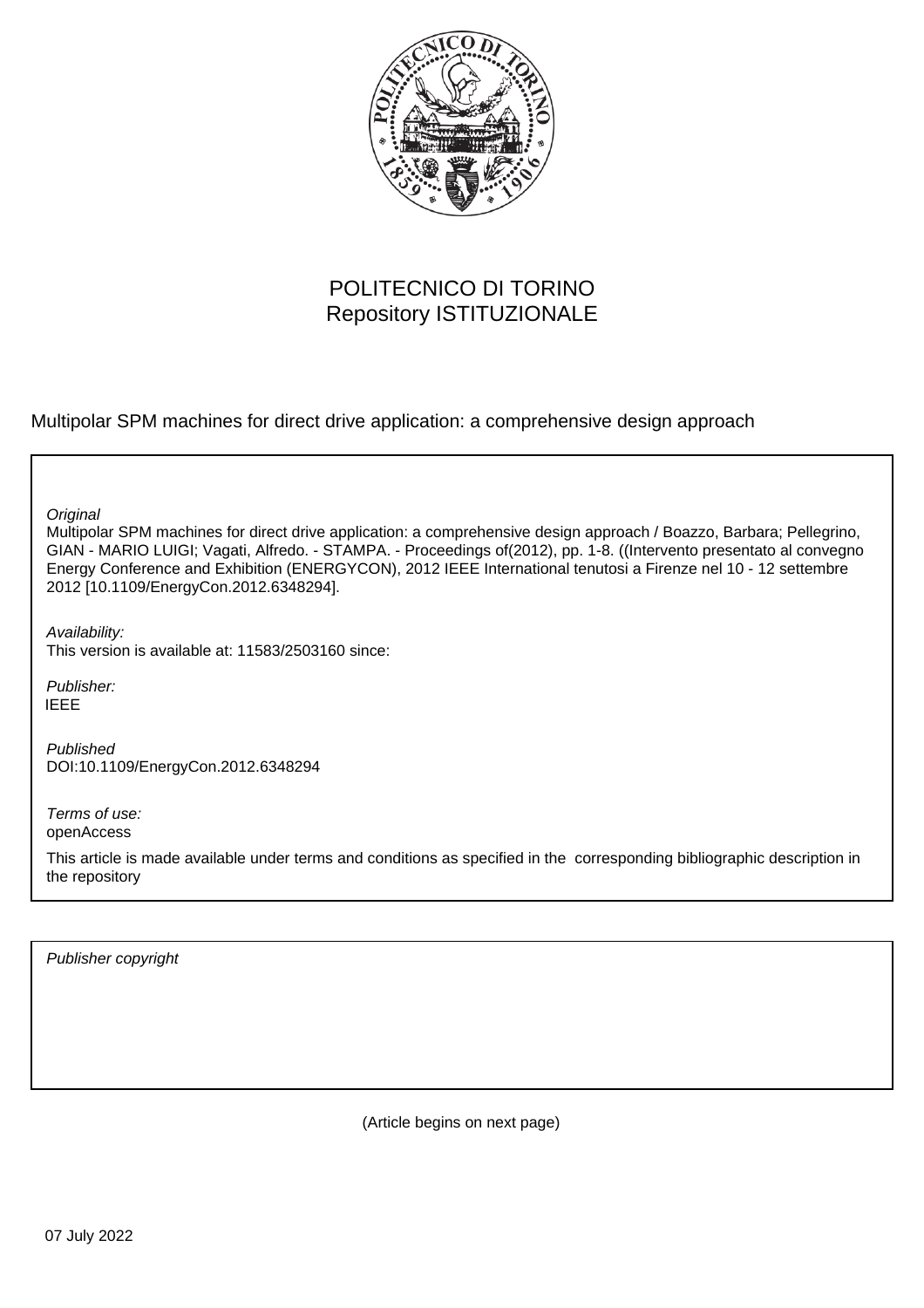POLITECNICO DI TORINO
Repository ISTITUZIONALE

Multipolar SPM machines for direct drive application: a comprehensive design approach

*Original*
Multipolar SPM machines for direct drive application: a comprehensive design approach / Boazzo, Barbara; Pellegrino, GIAN - MARIO LUIGI; Vagati, Alfredo. - STAMPA. - Proceedings of(2012), pp. 1-8. ((Intervento presentato al convegno Energy Conference and Exhibition (ENERGYCON), 2012 IEEE International tenutosi a Firenze nel 10 - 12 settembre 2012 [10.1109/EnergyCon.2012.6348294].

*Availability:*
This version is available at: 11583/2503160 since:

*Publisher:*
IEEE

*Published*
DOI:10.1109/EnergyCon.2012.6348294

*Terms of use:*
openAccess

This article is made available under terms and conditions as specified in the corresponding bibliographic description in the repository

*Publisher copyright*

(Article begins on next page)

07 July 2022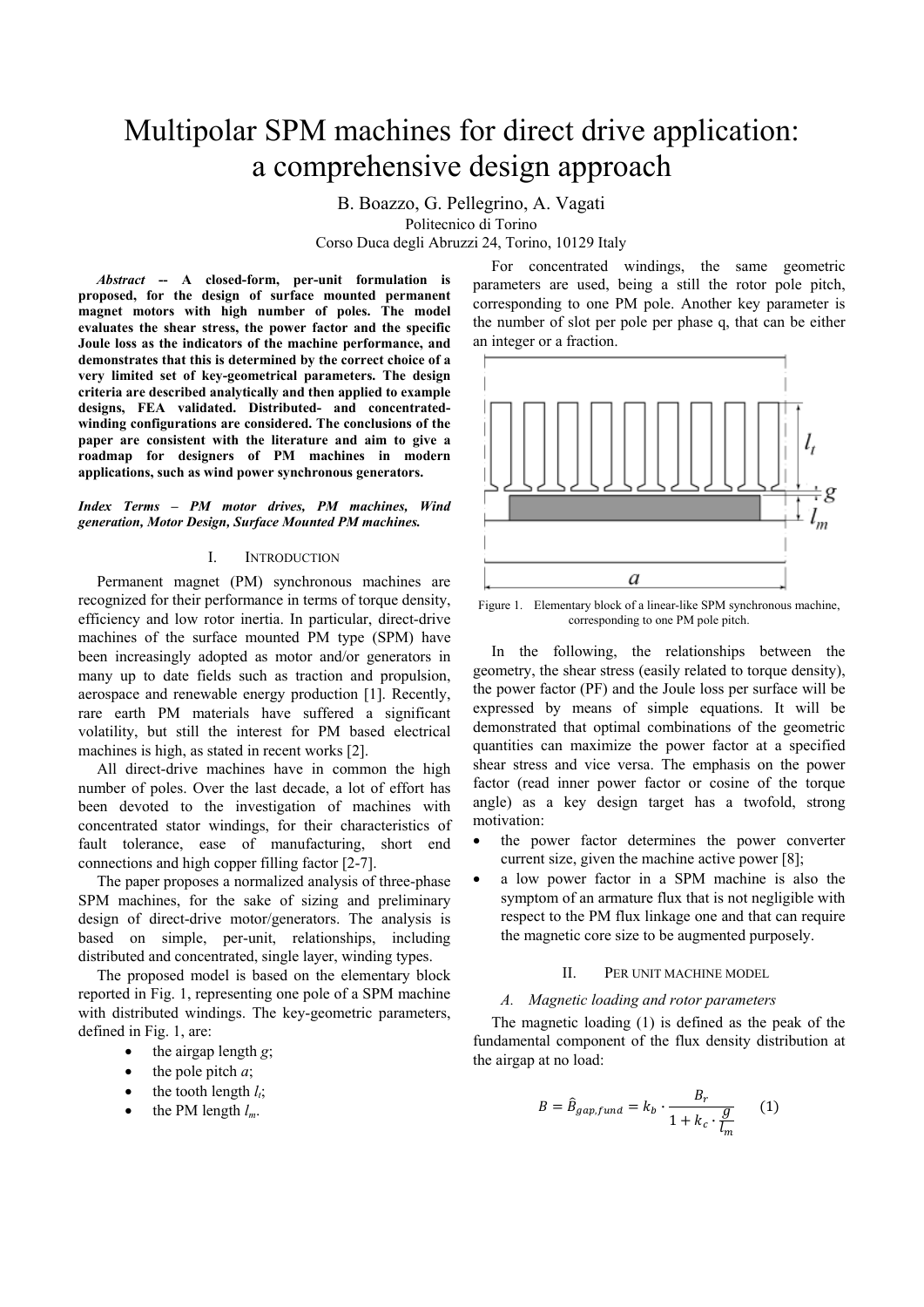# Multipolar SPM machines for direct drive application: a comprehensive design approach

B. Boazzo, G. Pellegrino, A. Vagati

Politecnico di Torino

Corso Duca degli Abruzzi 24, Torino, 10129 Italy

***Abstract* -- A closed-form, per-unit formulation is proposed, for the design of surface mounted permanent magnet motors with high number of poles. The model evaluates the shear stress, the power factor and the specific Joule loss as the indicators of the machine performance, and demonstrates that this is determined by the correct choice of a very limited set of key-geometrical parameters. The design criteria are described analytically and then applied to example designs, FEA validated. Distributed- and concentrated-winding configurations are considered. The conclusions of the paper are consistent with the literature and aim to give a roadmap for designers of PM machines in modern applications, such as wind power synchronous generators.**

***Index Terms* – *PM motor drives, PM machines, Wind generation, Motor Design, Surface Mounted PM machines.***

## I. Introduction

Permanent magnet (PM) synchronous machines are recognized for their performance in terms of torque density, efficiency and low rotor inertia. In particular, direct-drive machines of the surface mounted PM type (SPM) have been increasingly adopted as motor and/or generators in many up to date fields such as traction and propulsion, aerospace and renewable energy production [1]. Recently, rare earth PM materials have suffered a significant volatility, but still the interest for PM based electrical machines is high, as stated in recent works [2].

All direct-drive machines have in common the high number of poles. Over the last decade, a lot of effort has been devoted to the investigation of machines with concentrated stator windings, for their characteristics of fault tolerance, ease of manufacturing, short end connections and high copper filling factor [2-7].

The paper proposes a normalized analysis of three-phase SPM machines, for the sake of sizing and preliminary design of direct-drive motor/generators. The analysis is based on simple, per-unit, relationships, including distributed and concentrated, single layer, winding types.

The proposed model is based on the elementary block reported in Fig. 1, representing one pole of a SPM machine with distributed windings. The key-geometric parameters, defined in Fig. 1, are:

- the airgap length $g$;
- the pole pitch $a$;
- the tooth length $l_t$;
- the PM length $l_m$.

For concentrated windings, the same geometric parameters are used, being $a$ still the rotor pole pitch, corresponding to one PM pole. Another key parameter is the number of slot per pole per phase q, that can be either an integer or a fraction.

Figure 1. Elementary block of a linear-like SPM synchronous machine, corresponding to one PM pole pitch.

In the following, the relationships between the geometry, the shear stress (easily related to torque density), the power factor (PF) and the Joule loss per surface will be expressed by means of simple equations. It will be demonstrated that optimal combinations of the geometric quantities can maximize the power factor at a specified shear stress and vice versa. The emphasis on the power factor (read inner power factor or cosine of the torque angle) as a key design target has a twofold, strong motivation:

- the power factor determines the power converter current size, given the machine active power [8];
- a low power factor in a SPM machine is also the symptom of an armature flux that is not negligible with respect to the PM flux linkage one and that can require the magnetic core size to be augmented purposely.

## II. Per unit machine model

### A. Magnetic loading and rotor parameters

The magnetic loading (1) is defined as the peak of the fundamental component of the flux density distribution at the airgap at no load:

$$B = \hat{B}_{gap,fund} = k_b \cdot \frac{B_r}{1 + k_c \cdot \frac{g}{l_m}} \qquad (1)$$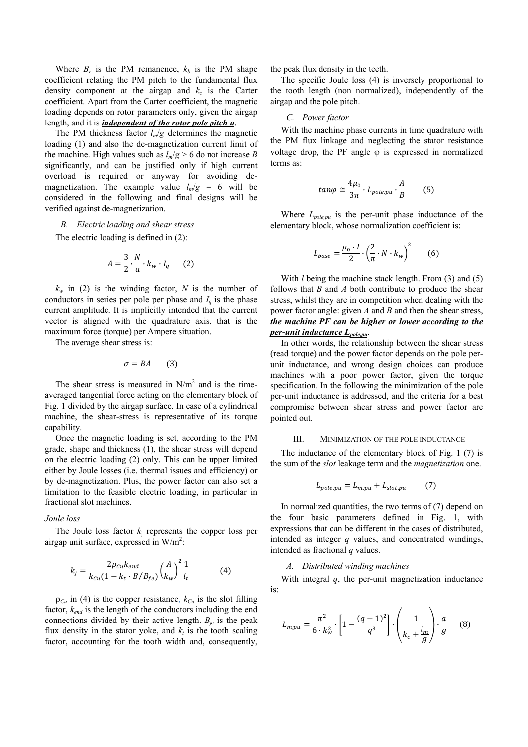Where $B_r$ is the PM remanence, $k_b$ is the PM shape coefficient relating the PM pitch to the fundamental flux density component at the airgap and $k_c$ is the Carter coefficient. Apart from the Carter coefficient, the magnetic loading depends on rotor parameters only, given the airgap length, and it is ***independent of the rotor pole pitch a***.

The PM thickness factor $l_m/g$ determines the magnetic loading (1) and also the de-magnetization current limit of the machine. High values such as $l_m/g > 6$ do not increase $B$ significantly, and can be justified only if high current overload is required or anyway for avoiding de-magnetization. The example value $l_m/g = 6$ will be considered in the following and final designs will be verified against de-magnetization.

### *B. Electric loading and shear stress*

The electric loading is defined in (2):

$$A = \frac{3}{2} \cdot \frac{N}{a} \cdot k_w \cdot I_q \qquad (2)$$

$k_w$ in (2) is the winding factor, $N$ is the number of conductors in series per pole per phase and $I_q$ is the phase current amplitude. It is implicitly intended that the current vector is aligned with the quadrature axis, that is the maximum force (torque) per Ampere situation.

The average shear stress is:

$$\sigma = BA \qquad (3)$$

The shear stress is measured in N/m$^2$ and is the time-averaged tangential force acting on the elementary block of Fig. 1 divided by the airgap surface. In case of a cylindrical machine, the shear-stress is representative of its torque capability.

Once the magnetic loading is set, according to the PM grade, shape and thickness (1), the shear stress will depend on the electric loading (2) only. This can be upper limited either by Joule losses (i.e. thermal issues and efficiency) or by de-magnetization. Plus, the power factor can also set a limitation to the feasible electric loading, in particular in fractional slot machines.

*Joule loss*

The Joule loss factor $k_j$ represents the copper loss per airgap unit surface, expressed in W/m$^2$:

$$k_j = \frac{2\rho_{Cu}k_{end}}{k_{Cu}(1 - k_t \cdot B/B_{fe})}\left(\frac{A}{k_w}\right)^2 \frac{1}{l_t} \qquad (4)$$

$\rho_{Cu}$ in (4) is the copper resistance, $k_{Cu}$ is the slot filling factor, $k_{end}$ is the length of the conductors including the end connections divided by their active length. $B_{fe}$ is the peak flux density in the stator yoke, and $k_t$ is the tooth scaling factor, accounting for the tooth width and, consequently, the peak flux density in the teeth.

The specific Joule loss (4) is inversely proportional to the tooth length (non normalized), independently of the airgap and the pole pitch.

### *C. Power factor*

With the machine phase currents in time quadrature with the PM flux linkage and neglecting the stator resistance voltage drop, the PF angle φ is expressed in normalized terms as:

$$tan\varphi \cong \frac{4\mu_0}{3\pi} \cdot L_{pole,pu} \cdot \frac{A}{B} \qquad (5)$$

Where $L_{pole,pu}$ is the per-unit phase inductance of the elementary block, whose normalization coefficient is:

$$L_{base} = \frac{\mu_0 \cdot l}{2} \cdot \left(\frac{2}{\pi} \cdot N \cdot k_w\right)^2 \qquad (6)$$

With $l$ being the machine stack length. From (3) and (5) follows that $B$ and $A$ both contribute to produce the shear stress, whilst they are in competition when dealing with the power factor angle: given $A$ and $B$ and then the shear stress, ***the machine PF can be higher or lower according to the per-unit inductance $L_{pole,pu}$***.

In other words, the relationship between the shear stress (read torque) and the power factor depends on the pole per-unit inductance, and wrong design choices can produce machines with a poor power factor, given the torque specification. In the following the minimization of the pole per-unit inductance is addressed, and the criteria for a best compromise between shear stress and power factor are pointed out.

## III. Minimization of the Pole Inductance

The inductance of the elementary block of Fig. 1 (7) is the sum of the *slot* leakage term and the *magnetization* one.

$$L_{pole,pu} = L_{m,pu} + L_{slot,pu} \qquad (7)$$

In normalized quantities, the two terms of (7) depend on the four basic parameters defined in Fig. 1, with expressions that can be different in the cases of distributed, intended as integer $q$ values, and concentrated windings, intended as fractional $q$ values.

### *A. Distributed winding machines*

With integral $q$, the per-unit magnetization inductance is:

$$L_{m,pu} = \frac{\pi^2}{6 \cdot k_w^2} \cdot \left[1 - \frac{(q-1)^2}{q^3}\right] \cdot \left(\frac{1}{k_c + \frac{l_m}{g}}\right) \cdot \frac{a}{g} \qquad (8)$$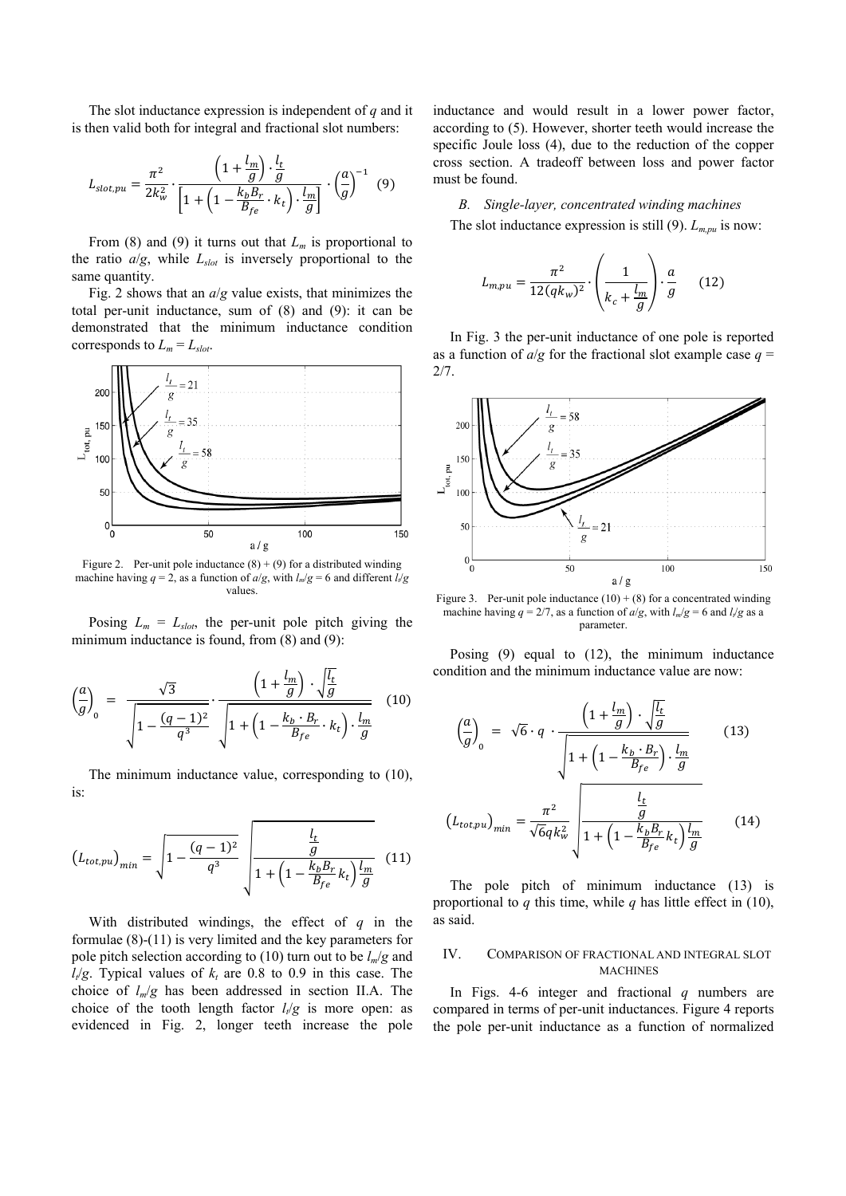The slot inductance expression is independent of $q$ and it is then valid both for integral and fractional slot numbers:

$$L_{slot,pu} = \frac{\pi^2}{2k_w^2} \cdot \frac{\left(1+\frac{l_m}{g}\right)\cdot\frac{l_t}{g}}{\left[1+\left(1-\frac{k_b B_r}{B_{fe}}\cdot k_t\right)\cdot\frac{l_m}{g}\right]} \cdot \left(\frac{a}{g}\right)^{-1} \quad (9)$$

From (8) and (9) it turns out that $L_m$ is proportional to the ratio $a/g$, while $L_{slot}$ is inversely proportional to the same quantity.

Fig. 2 shows that an $a/g$ value exists, that minimizes the total per-unit inductance, sum of (8) and (9): it can be demonstrated that the minimum inductance condition corresponds to $L_m = L_{slot}$.

Figure 2. Per-unit pole inductance (8) + (9) for a distributed winding machine having $q = 2$, as a function of $a/g$, with $l_m/g = 6$ and different $l_t/g$ values.

Posing $L_m = L_{slot}$, the per-unit pole pitch giving the minimum inductance is found, from (8) and (9):

$$\left(\frac{a}{g}\right)_0 = \frac{\sqrt{3}}{\sqrt{1-\frac{(q-1)^2}{q^3}}} \cdot \frac{\left(1+\frac{l_m}{g}\right)\cdot\sqrt{\frac{l_t}{g}}}{\sqrt{1+\left(1-\frac{k_b\cdot B_r}{B_{fe}}\cdot k_t\right)\cdot\frac{l_m}{g}}} \quad (10)$$

The minimum inductance value, corresponding to (10), is:

$$\left(L_{tot,pu}\right)_{min} = \sqrt{1-\frac{(q-1)^2}{q^3}} \sqrt{\frac{\frac{l_t}{g}}{1+\left(1-\frac{k_b B_r}{B_{fe}}k_t\right)\frac{l_m}{g}}} \quad (11)$$

With distributed windings, the effect of $q$ in the formulae (8)-(11) is very limited and the key parameters for pole pitch selection according to (10) turn out to be $l_m/g$ and $l_t/g$. Typical values of $k_t$ are 0.8 to 0.9 in this case. The choice of $l_m/g$ has been addressed in section II.A. The choice of the tooth length factor $l_t/g$ is more open: as evidenced in Fig. 2, longer teeth increase the pole inductance and would result in a lower power factor, according to (5). However, shorter teeth would increase the specific Joule loss (4), due to the reduction of the copper cross section. A tradeoff between loss and power factor must be found.

### *B. Single-layer, concentrated winding machines*

The slot inductance expression is still (9). $L_{m,pu}$ is now:

$$L_{m,pu} = \frac{\pi^2}{12(qk_w)^2} \cdot \left(\frac{1}{k_c+\frac{l_m}{g}}\right) \cdot \frac{a}{g} \quad (12)$$

In Fig. 3 the per-unit inductance of one pole is reported as a function of $a/g$ for the fractional slot example case $q = 2/7$.

Figure 3. Per-unit pole inductance (10) + (8) for a concentrated winding machine having $q = 2/7$, as a function of $a/g$, with $l_m/g = 6$ and $l_t/g$ as a parameter.

Posing (9) equal to (12), the minimum inductance condition and the minimum inductance value are now:

$$\left(\frac{a}{g}\right)_0 = \sqrt{6}\cdot q \cdot \frac{\left(1+\frac{l_m}{g}\right)\cdot\sqrt{\frac{l_t}{g}}}{\sqrt{1+\left(1-\frac{k_b\cdot B_r}{B_{fe}}\right)\cdot\frac{l_m}{g}}} \quad (13)$$

$$\left(L_{tot,pu}\right)_{min} = \frac{\pi^2}{\sqrt{6}qk_w^2}\sqrt{\frac{\frac{l_t}{g}}{1+\left(1-\frac{k_b B_r}{B_{fe}}k_t\right)\frac{l_m}{g}}} \quad (14)$$

The pole pitch of minimum inductance (13) is proportional to $q$ this time, while $q$ has little effect in (10), as said.

## IV. Comparison of Fractional and Integral Slot Machines

In Figs. 4-6 integer and fractional $q$ numbers are compared in terms of per-unit inductances. Figure 4 reports the pole per-unit inductance as a function of normalized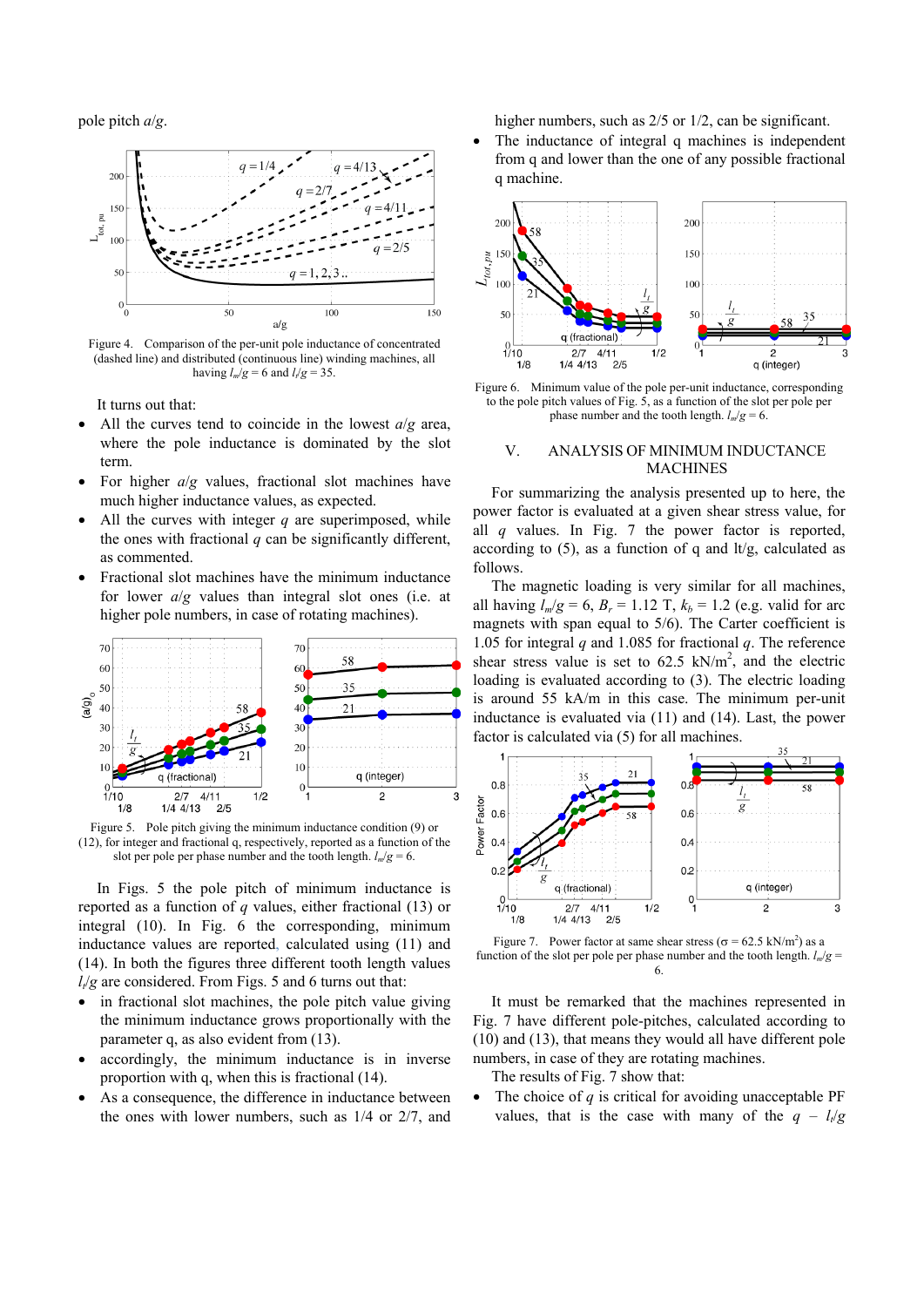pole pitch $a/g$.

Figure 4. Comparison of the per-unit pole inductance of concentrated (dashed line) and distributed (continuous line) winding machines, all having $l_m/g = 6$ and $l_t/g = 35$.

It turns out that:

- All the curves tend to coincide in the lowest $a/g$ area, where the pole inductance is dominated by the slot term.
- For higher $a/g$ values, fractional slot machines have much higher inductance values, as expected.
- All the curves with integer $q$ are superimposed, while the ones with fractional $q$ can be significantly different, as commented.
- Fractional slot machines have the minimum inductance for lower $a/g$ values than integral slot ones (i.e. at higher pole numbers, in case of rotating machines).

Figure 5. Pole pitch giving the minimum inductance condition (9) or (12), for integer and fractional q, respectively, reported as a function of the slot per pole per phase number and the tooth length. $l_m/g = 6$.

In Figs. 5 the pole pitch of minimum inductance is reported as a function of $q$ values, either fractional (13) or integral (10). In Fig. 6 the corresponding, minimum inductance values are reported, calculated using (11) and (14). In both the figures three different tooth length values $l_t/g$ are considered. From Figs. 5 and 6 it turns out that:

- in fractional slot machines, the pole pitch value giving the minimum inductance grows proportionally with the parameter q, as also evident from (13).
- accordingly, the minimum inductance is in inverse proportion with q, when this is fractional (14).
- As a consequence, the difference in inductance between the ones with lower numbers, such as 1/4 or 2/7, and higher numbers, such as 2/5 or 1/2, can be significant.
- The inductance of integral q machines is independent from q and lower than the one of any possible fractional q machine.

Figure 6. Minimum value of the pole per-unit inductance, corresponding to the pole pitch values of Fig. 5, as a function of the slot per pole per phase number and the tooth length. $l_m/g = 6$.

## V. Analysis of Minimum Inductance Machines

For summarizing the analysis presented up to here, the power factor is evaluated at a given shear stress value, for all $q$ values. In Fig. 7 the power factor is reported, according to (5), as a function of q and lt/g, calculated as follows.

The magnetic loading is very similar for all machines, all having $l_m/g = 6$, $B_r = 1.12$ T, $k_b = 1.2$ (e.g. valid for arc magnets with span equal to 5/6). The Carter coefficient is 1.05 for integral $q$ and 1.085 for fractional $q$. The reference shear stress value is set to 62.5 kN/m$^2$, and the electric loading is evaluated according to (3). The electric loading is around 55 kA/m in this case. The minimum per-unit inductance is evaluated via (11) and (14). Last, the power factor is calculated via (5) for all machines.

Figure 7. Power factor at same shear stress ($\sigma = 62.5$ kN/m$^2$) as a function of the slot per pole per phase number and the tooth length. $l_m/g = 6$.

It must be remarked that the machines represented in Fig. 7 have different pole-pitches, calculated according to (10) and (13), that means they would all have different pole numbers, in case of they are rotating machines.

The results of Fig. 7 show that:

- The choice of $q$ is critical for avoiding unacceptable PF values, that is the case with many of the $q$ – $l_t/g$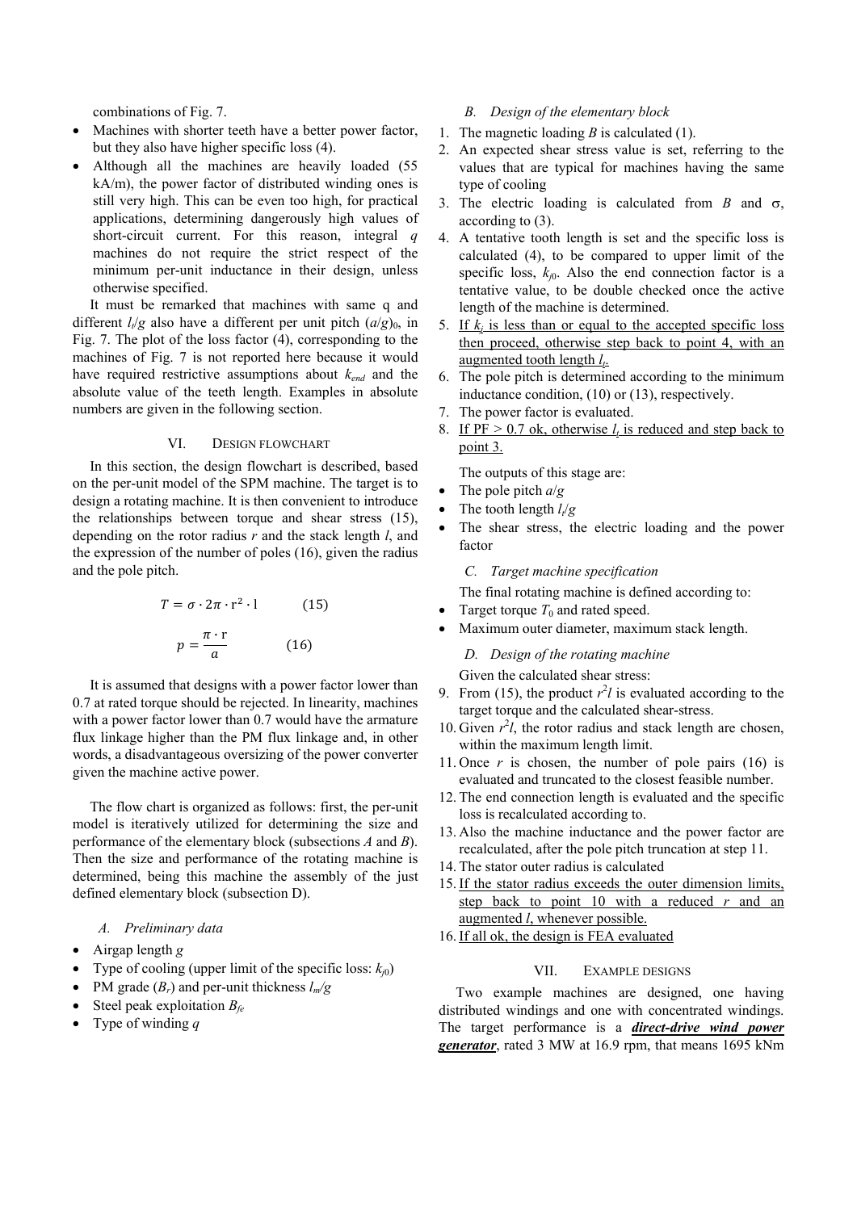combinations of Fig. 7.

- Machines with shorter teeth have a better power factor, but they also have higher specific loss (4).
- Although all the machines are heavily loaded (55 kA/m), the power factor of distributed winding ones is still very high. This can be even too high, for practical applications, determining dangerously high values of short-circuit current. For this reason, integral $q$ machines do not require the strict respect of the minimum per-unit inductance in their design, unless otherwise specified.

It must be remarked that machines with same q and different $l_t/g$ also have a different per unit pitch $(a/g)_0$, in Fig. 7. The plot of the loss factor (4), corresponding to the machines of Fig. 7 is not reported here because it would have required restrictive assumptions about $k_{end}$ and the absolute value of the teeth length. Examples in absolute numbers are given in the following section.

## VI. Design Flowchart

In this section, the design flowchart is described, based on the per-unit model of the SPM machine. The target is to design a rotating machine. It is then convenient to introduce the relationships between torque and shear stress (15), depending on the rotor radius $r$ and the stack length $l$, and the expression of the number of poles (16), given the radius and the pole pitch.

$$T = \sigma \cdot 2\pi \cdot r^2 \cdot l \qquad (15)$$

$$p = \frac{\pi \cdot r}{a} \qquad (16)$$

It is assumed that designs with a power factor lower than 0.7 at rated torque should be rejected. In linearity, machines with a power factor lower than 0.7 would have the armature flux linkage higher than the PM flux linkage and, in other words, a disadvantageous oversizing of the power converter given the machine active power.

The flow chart is organized as follows: first, the per-unit model is iteratively utilized for determining the size and performance of the elementary block (subsections *A* and *B*). Then the size and performance of the rotating machine is determined, being this machine the assembly of the just defined elementary block (subsection D).

### *A. Preliminary data*

- Airgap length $g$
- Type of cooling (upper limit of the specific loss: $k_{j0}$)
- PM grade ($B_r$) and per-unit thickness $l_m/g$
- Steel peak exploitation $B_{fe}$
- Type of winding $q$

### *B. Design of the elementary block*

1. The magnetic loading $B$ is calculated (1).
2. An expected shear stress value is set, referring to the values that are typical for machines having the same type of cooling
3. The electric loading is calculated from $B$ and $\sigma$, according to (3).
4. A tentative tooth length is set and the specific loss is calculated (4), to be compared to upper limit of the specific loss, $k_{j0}$. Also the end connection factor is a tentative value, to be double checked once the active length of the machine is determined.
5. <u>If $k_j$ is less than or equal to the accepted specific loss then proceed, otherwise step back to point 4, with an augmented tooth length $l_t$.</u>
6. The pole pitch is determined according to the minimum inductance condition, (10) or (13), respectively.
7. The power factor is evaluated.
8. <u>If PF > 0.7 ok, otherwise $l_t$ is reduced and step back to point 3.</u>

The outputs of this stage are:

- The pole pitch $a/g$
- The tooth length $l_t/g$
- The shear stress, the electric loading and the power factor

### *C. Target machine specification*

The final rotating machine is defined according to:

- Target torque $T_0$ and rated speed.
- Maximum outer diameter, maximum stack length.

### *D. Design of the rotating machine*

Given the calculated shear stress:

9. From (15), the product $r^2l$ is evaluated according to the target torque and the calculated shear-stress.
10. Given $r^2l$, the rotor radius and stack length are chosen, within the maximum length limit.
11. Once $r$ is chosen, the number of pole pairs (16) is evaluated and truncated to the closest feasible number.
12. The end connection length is evaluated and the specific loss is recalculated according to.
13. Also the machine inductance and the power factor are recalculated, after the pole pitch truncation at step 11.
14. The stator outer radius is calculated
15. <u>If the stator radius exceeds the outer dimension limits, step back to point 10 with a reduced $r$ and an augmented $l$, whenever possible.</u>
16. <u>If all ok, the design is FEA evaluated</u>

## VII. Example Designs

Two example machines are designed, one having distributed windings and one with concentrated windings. The target performance is a ***<u>direct-drive wind power generator</u>***, rated 3 MW at 16.9 rpm, that means 1695 kNm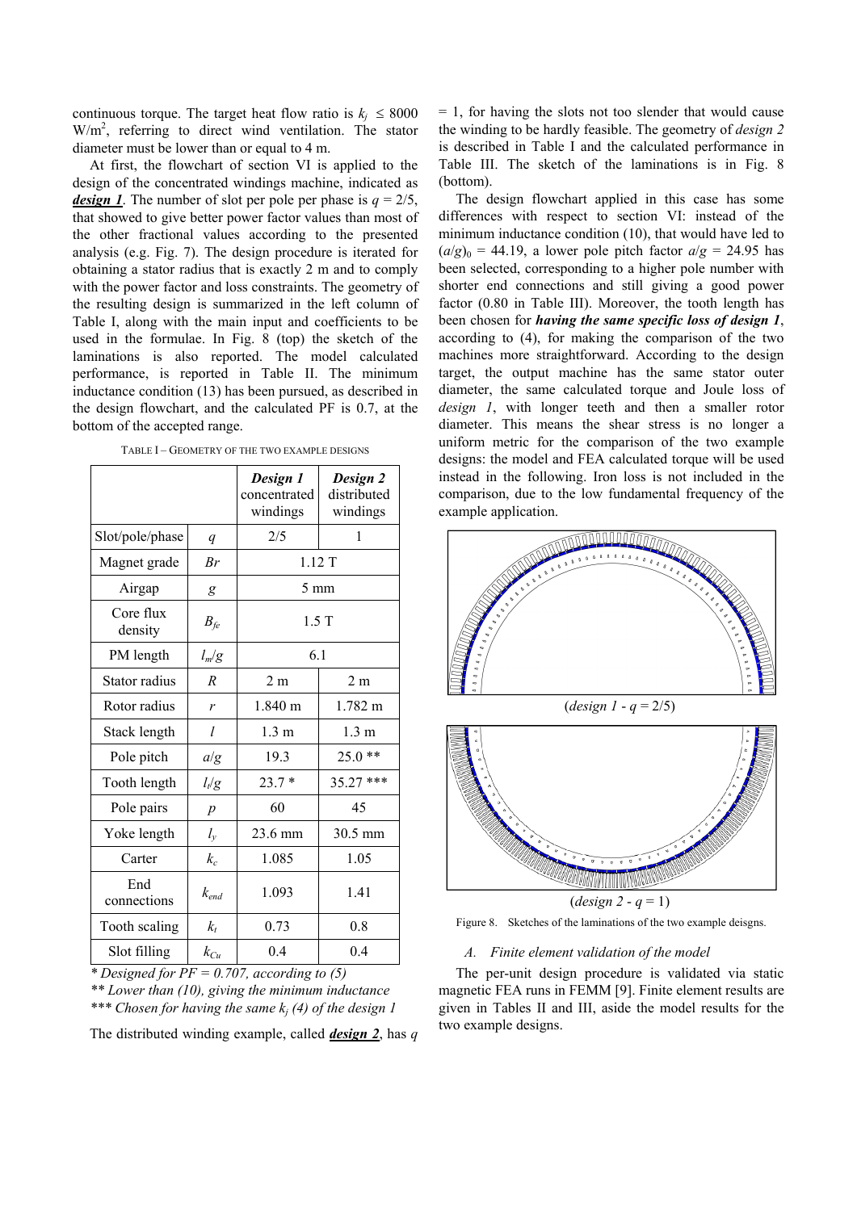continuous torque. The target heat flow ratio is $k_j \leq 8000$ W/m$^2$, referring to direct wind ventilation. The stator diameter must be lower than or equal to 4 m.

At first, the flowchart of section VI is applied to the design of the concentrated windings machine, indicated as ***design 1***. The number of slot per pole per phase is $q = 2/5$, that showed to give better power factor values than most of the other fractional values according to the presented analysis (e.g. Fig. 7). The design procedure is iterated for obtaining a stator radius that is exactly 2 m and to comply with the power factor and loss constraints. The geometry of the resulting design is summarized in the left column of Table I, along with the main input and coefficients to be used in the formulae. In Fig. 8 (top) the sketch of the laminations is also reported. The model calculated performance, is reported in Table II. The minimum inductance condition (13) has been pursued, as described in the design flowchart, and the calculated PF is 0.7, at the bottom of the accepted range.

TABLE I – GEOMETRY OF THE TWO EXAMPLE DESIGNS

| | | *Design 1* concentrated windings | *Design 2* distributed windings |
|---|---|---|---|
| Slot/pole/phase | $q$ | 2/5 | 1 |
| Magnet grade | $Br$ | 1.12 T | |
| Airgap | $g$ | 5 mm | |
| Core flux density | $B_{fe}$ | 1.5 T | |
| PM length | $l_m/g$ | 6.1 | |
| Stator radius | $R$ | 2 m | 2 m |
| Rotor radius | $r$ | 1.840 m | 1.782 m |
| Stack length | $l$ | 1.3 m | 1.3 m |
| Pole pitch | $a/g$ | 19.3 | 25.0 ** |
| Tooth length | $l_t/g$ | 23.7 * | 35.27 *** |
| Pole pairs | $p$ | 60 | 45 |
| Yoke length | $l_y$ | 23.6 mm | 30.5 mm |
| Carter | $k_c$ | 1.085 | 1.05 |
| End connections | $k_{end}$ | 1.093 | 1.41 |
| Tooth scaling | $k_t$ | 0.73 | 0.8 |
| Slot filling | $k_{Cu}$ | 0.4 | 0.4 |

*\* Designed for PF = 0.707, according to (5)*
*\*\* Lower than (10), giving the minimum inductance*
*\*\*\* Chosen for having the same $k_j$ (4) of the design 1*

The distributed winding example, called ***design 2***, has $q = 1$, for having the slots not too slender that would cause the winding to be hardly feasible. The geometry of *design 2* is described in Table I and the calculated performance in Table III. The sketch of the laminations is in Fig. 8 (bottom).

The design flowchart applied in this case has some differences with respect to section VI: instead of the minimum inductance condition (10), that would have led to $(a/g)_0 = 44.19$, a lower pole pitch factor $a/g = 24.95$ has been selected, corresponding to a higher pole number with shorter end connections and still giving a good power factor (0.80 in Table III). Moreover, the tooth length has been chosen for ***having the same specific loss of design 1***, according to (4), for making the comparison of the two machines more straightforward. According to the design target, the output machine has the same stator outer diameter, the same calculated torque and Joule loss of *design 1*, with longer teeth and then a smaller rotor diameter. This means the shear stress is no longer a uniform metric for the comparison of the two example designs: the model and FEA calculated torque will be used instead in the following. Iron loss is not included in the comparison, due to the low fundamental frequency of the example application.

(*design 1* - $q = 2/5$)

(*design 2* - $q = 1$)

Figure 8. Sketches of the laminations of the two example deisgns.

### A. *Finite element validation of the model*

The per-unit design procedure is validated via static magnetic FEA runs in FEMM [9]. Finite element results are given in Tables II and III, aside the model results for the two example designs.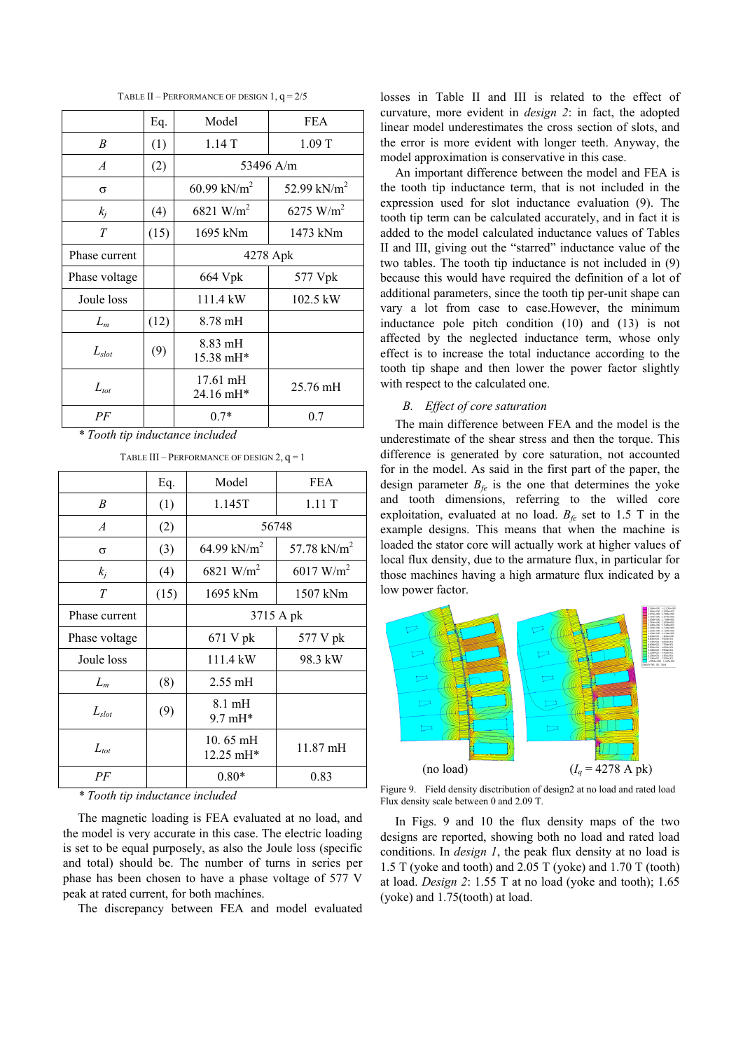TABLE II – PERFORMANCE OF DESIGN 1, q = 2/5

| | Eq. | Model | FEA |
|---|---|---|---|
| $B$ | (1) | 1.14 T | 1.09 T |
| $A$ | (2) | 53496 A/m | |
| σ | | 60.99 kN/m$^2$ | 52.99 kN/m$^2$ |
| $k_j$ | (4) | 6821 W/m$^2$ | 6275 W/m$^2$ |
| $T$ | (15) | 1695 kNm | 1473 kNm |
| Phase current | | 4278 Apk | |
| Phase voltage | | 664 Vpk | 577 Vpk |
| Joule loss | | 111.4 kW | 102.5 kW |
| $L_m$ | (12) | 8.78 mH | |
| $L_{slot}$ | (9) | 8.83 mH 15.38 mH* | |
| $L_{tot}$ | | 17.61 mH 24.16 mH* | 25.76 mH |
| $PF$ | | 0.7* | 0.7 |

\* Tooth tip inductance included

TABLE III – PERFORMANCE OF DESIGN 2, q = 1

| | Eq. | Model | FEA |
|---|---|---|---|
| $B$ | (1) | 1.145T | 1.11 T |
| $A$ | (2) | 56748 | |
| σ | (3) | 64.99 kN/m$^2$ | 57.78 kN/m$^2$ |
| $k_j$ | (4) | 6821 W/m$^2$ | 6017 W/m$^2$ |
| $T$ | (15) | 1695 kNm | 1507 kNm |
| Phase current | | 3715 A pk | |
| Phase voltage | | 671 V pk | 577 V pk |
| Joule loss | | 111.4 kW | 98.3 kW |
| $L_m$ | (8) | 2.55 mH | |
| $L_{slot}$ | (9) | 8.1 mH 9.7 mH* | |
| $L_{tot}$ | | 10. 65 mH 12.25 mH* | 11.87 mH |
| $PF$ | | 0.80* | 0.83 |

\* Tooth tip inductance included

The magnetic loading is FEA evaluated at no load, and the model is very accurate in this case. The electric loading is set to be equal purposely, as also the Joule loss (specific and total) should be. The number of turns in series per phase has been chosen to have a phase voltage of 577 V peak at rated current, for both machines.

The discrepancy between FEA and model evaluated losses in Table II and III is related to the effect of curvature, more evident in *design 2*: in fact, the adopted linear model underestimates the cross section of slots, and the error is more evident with longer teeth. Anyway, the model approximation is conservative in this case.

An important difference between the model and FEA is the tooth tip inductance term, that is not included in the expression used for slot inductance evaluation (9). The tooth tip term can be calculated accurately, and in fact it is added to the model calculated inductance values of Tables II and III, giving out the "starred" inductance value of the two tables. The tooth tip inductance is not included in (9) because this would have required the definition of a lot of additional parameters, since the tooth tip per-unit shape can vary a lot from case to case.However, the minimum inductance pole pitch condition (10) and (13) is not affected by the neglected inductance term, whose only effect is to increase the total inductance according to the tooth tip shape and then lower the power factor slightly with respect to the calculated one.

### B. Effect of core saturation

The main difference between FEA and the model is the underestimate of the shear stress and then the torque. This difference is generated by core saturation, not accounted for in the model. As said in the first part of the paper, the design parameter $B_{fe}$ is the one that determines the yoke and tooth dimensions, referring to the willed core exploitation, evaluated at no load. $B_{fe}$ set to 1.5 T in the example designs. This means that when the machine is loaded the stator core will actually work at higher values of local flux density, due to the armature flux, in particular for those machines having a high armature flux indicated by a low power factor.

(no load) ($I_q$ = 4278 A pk)

Figure 9. Field density disctribution of design2 at no load and rated load Flux density scale between 0 and 2.09 T.

In Figs. 9 and 10 the flux density maps of the two designs are reported, showing both no load and rated load conditions. In *design 1*, the peak flux density at no load is 1.5 T (yoke and tooth) and 2.05 T (yoke) and 1.70 T (tooth) at load. *Design 2*: 1.55 T at no load (yoke and tooth); 1.65 (yoke) and 1.75(tooth) at load.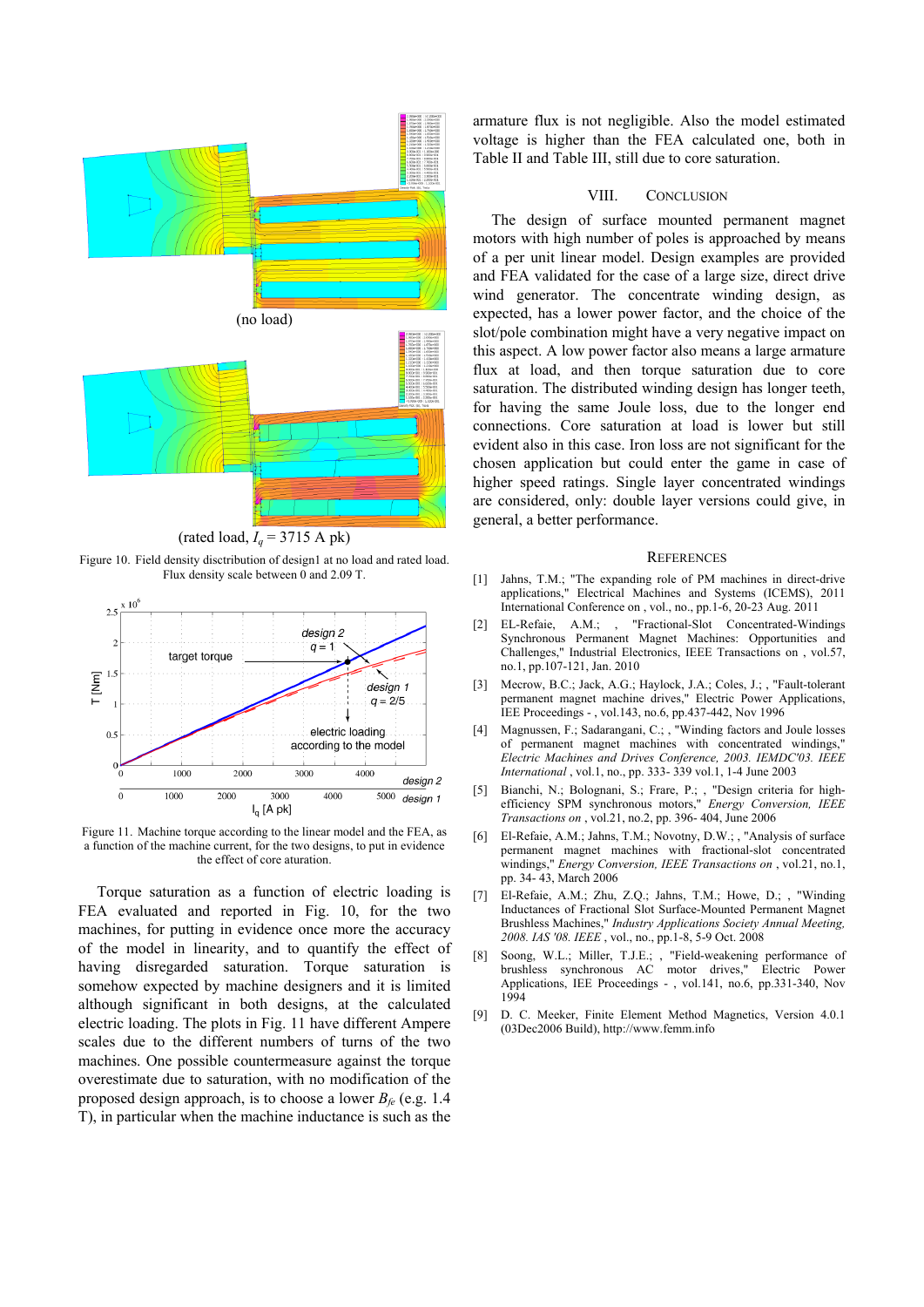(no load)

(rated load, $I_q$ = 3715 A pk)

Figure 10. Field density disctribution of design1 at no load and rated load. Flux density scale between 0 and 2.09 T.

x 10^6

2.5

2

1.5

1

0.5

0

T [Nm]

target torque

design 2

q = 1

design 1

q = 2/5

electric loading according to the model

0 1000 2000 3000 4000 design 2

0 1000 2000 3000 4000 5000 design 1

$I_q$ [A pk]

Figure 11. Machine torque according to the linear model and the FEA, as a function of the machine current, for the two designs, to put in evidence the effect of core aturation.

Torque saturation as a function of electric loading is FEA evaluated and reported in Fig. 10, for the two machines, for putting in evidence once more the accuracy of the model in linearity, and to quantify the effect of having disregarded saturation. Torque saturation is somehow expected by machine designers and it is limited although significant in both designs, at the calculated electric loading. The plots in Fig. 11 have different Ampere scales due to the different numbers of turns of the two machines. One possible countermeasure against the torque overestimate due to saturation, with no modification of the proposed design approach, is to choose a lower $B_{fe}$ (e.g. 1.4 T), in particular when the machine inductance is such as the armature flux is not negligible. Also the model estimated voltage is higher than the FEA calculated one, both in Table II and Table III, still due to core saturation.

## VIII. Conclusion

The design of surface mounted permanent magnet motors with high number of poles is approached by means of a per unit linear model. Design examples are provided and FEA validated for the case of a large size, direct drive wind generator. The concentrate winding design, as expected, has a lower power factor, and the choice of the slot/pole combination might have a very negative impact on this aspect. A low power factor also means a large armature flux at load, and then torque saturation due to core saturation. The distributed winding design has longer teeth, for having the same Joule loss, due to the longer end connections. Core saturation at load is lower but still evident also in this case. Iron loss are not significant for the chosen application but could enter the game in case of higher speed ratings. Single layer concentrated windings are considered, only: double layer versions could give, in general, a better performance.

## References

[1] Jahns, T.M.; "The expanding role of PM machines in direct-drive applications," Electrical Machines and Systems (ICEMS), 2011 International Conference on , vol., no., pp.1-6, 20-23 Aug. 2011

[2] EL-Refaie, A.M.; , "Fractional-Slot Concentrated-Windings Synchronous Permanent Magnet Machines: Opportunities and Challenges," Industrial Electronics, IEEE Transactions on , vol.57, no.1, pp.107-121, Jan. 2010

[3] Mecrow, B.C.; Jack, A.G.; Haylock, J.A.; Coles, J.; , "Fault-tolerant permanent magnet machine drives," Electric Power Applications, IEE Proceedings - , vol.143, no.6, pp.437-442, Nov 1996

[4] Magnussen, F.; Sadarangani, C.; , "Winding factors and Joule losses of permanent magnet machines with concentrated windings," *Electric Machines and Drives Conference, 2003. IEMDC'03. IEEE International* , vol.1, no., pp. 333- 339 vol.1, 1-4 June 2003

[5] Bianchi, N.; Bolognani, S.; Frare, P.; , "Design criteria for high-efficiency SPM synchronous motors," *Energy Conversion, IEEE Transactions on* , vol.21, no.2, pp. 396- 404, June 2006

[6] El-Refaie, A.M.; Jahns, T.M.; Novotny, D.W.; , "Analysis of surface permanent magnet machines with fractional-slot concentrated windings," *Energy Conversion, IEEE Transactions on* , vol.21, no.1, pp. 34- 43, March 2006

[7] El-Refaie, A.M.; Zhu, Z.Q.; Jahns, T.M.; Howe, D.; , "Winding Inductances of Fractional Slot Surface-Mounted Permanent Magnet Brushless Machines," *Industry Applications Society Annual Meeting, 2008. IAS '08. IEEE* , vol., no., pp.1-8, 5-9 Oct. 2008

[8] Soong, W.L.; Miller, T.J.E.; , "Field-weakening performance of brushless synchronous AC motor drives," Electric Power Applications, IEE Proceedings - , vol.141, no.6, pp.331-340, Nov 1994

[9] D. C. Meeker, Finite Element Method Magnetics, Version 4.0.1 (03Dec2006 Build), http://www.femm.info